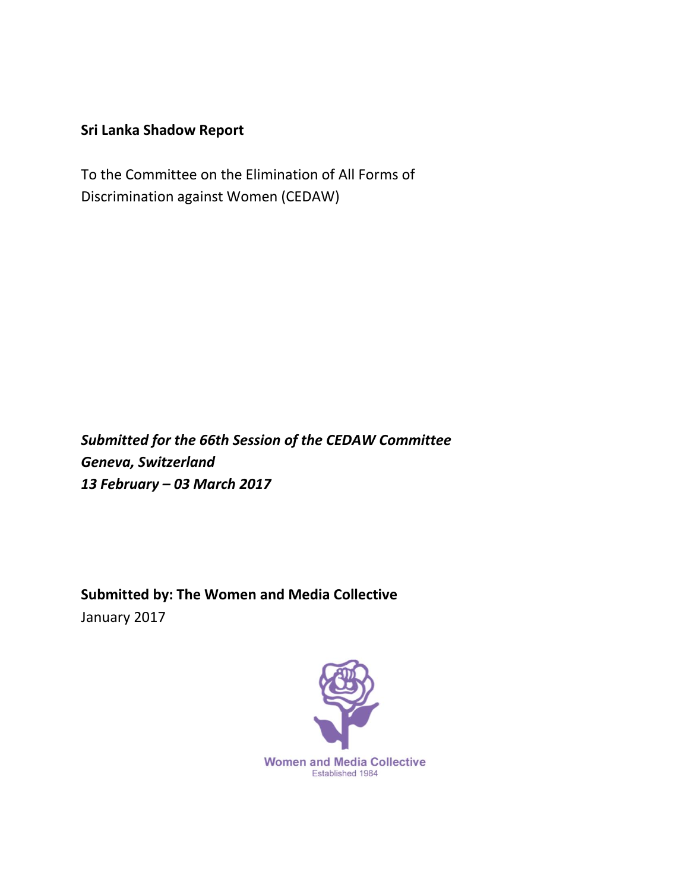**Sri Lanka Shadow Report**

To the Committee on the Elimination of All Forms of Discrimination against Women (CEDAW)

***Submitted for the 66th Session of the CEDAW Committee***
***Geneva, Switzerland***
***13 February – 03 March 2017***

**Submitted by: The Women and Media Collective**
January 2017

Women and Media Collective
Established 1984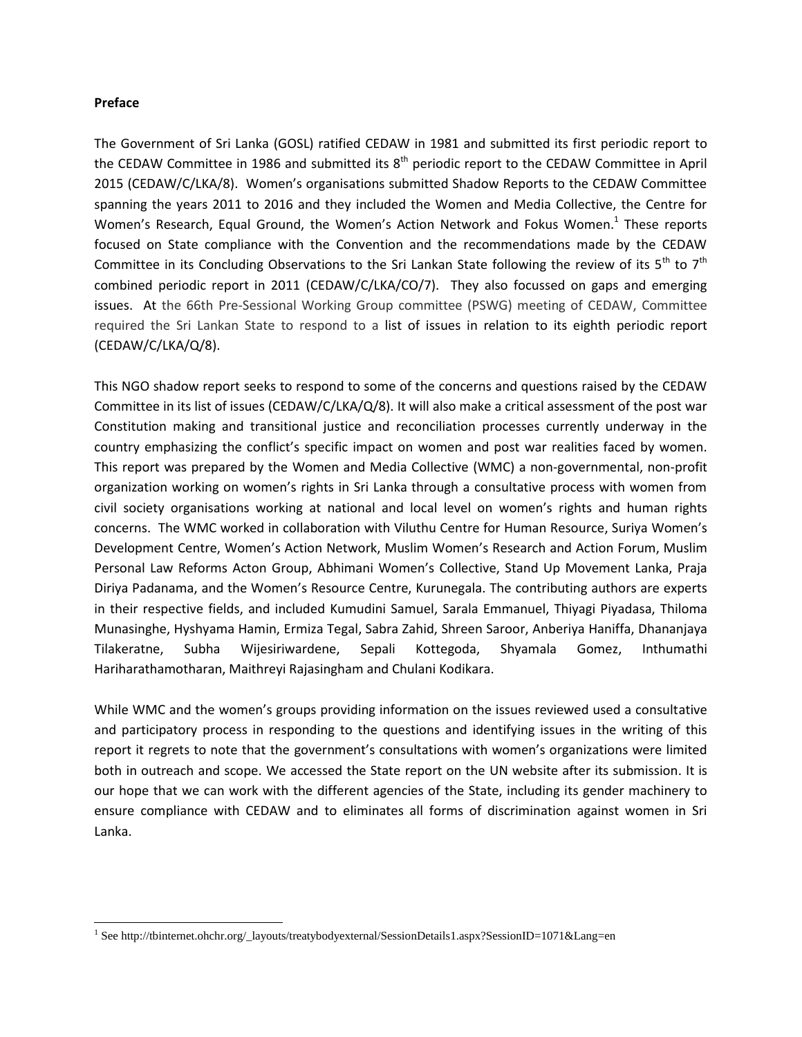**Preface**

The Government of Sri Lanka (GOSL) ratified CEDAW in 1981 and submitted its first periodic report to the CEDAW Committee in 1986 and submitted its 8th periodic report to the CEDAW Committee in April 2015 (CEDAW/C/LKA/8). Women's organisations submitted Shadow Reports to the CEDAW Committee spanning the years 2011 to 2016 and they included the Women and Media Collective, the Centre for Women's Research, Equal Ground, the Women's Action Network and Fokus Women.[1] These reports focused on State compliance with the Convention and the recommendations made by the CEDAW Committee in its Concluding Observations to the Sri Lankan State following the review of its 5th to 7th combined periodic report in 2011 (CEDAW/C/LKA/CO/7). They also focussed on gaps and emerging issues. At the 66th Pre-Sessional Working Group committee (PSWG) meeting of CEDAW, Committee required the Sri Lankan State to respond to a list of issues in relation to its eighth periodic report (CEDAW/C/LKA/Q/8).

This NGO shadow report seeks to respond to some of the concerns and questions raised by the CEDAW Committee in its list of issues (CEDAW/C/LKA/Q/8). It will also make a critical assessment of the post war Constitution making and transitional justice and reconciliation processes currently underway in the country emphasizing the conflict's specific impact on women and post war realities faced by women. This report was prepared by the Women and Media Collective (WMC) a non-governmental, non-profit organization working on women's rights in Sri Lanka through a consultative process with women from civil society organisations working at national and local level on women's rights and human rights concerns. The WMC worked in collaboration with Viluthu Centre for Human Resource, Suriya Women's Development Centre, Women's Action Network, Muslim Women's Research and Action Forum, Muslim Personal Law Reforms Acton Group, Abhimani Women's Collective, Stand Up Movement Lanka, Praja Diriya Padanama, and the Women's Resource Centre, Kurunegala. The contributing authors are experts in their respective fields, and included Kumudini Samuel, Sarala Emmanuel, Thiyagi Piyadasa, Thiloma Munasinghe, Hyshyama Hamin, Ermiza Tegal, Sabra Zahid, Shreen Saroor, Anberiya Haniffa, Dhananjaya Tilakeratne, Subha Wijesiriwardene, Sepali Kottegoda, Shyamala Gomez, Inthumathi Hariharathamotharan, Maithreyi Rajasingham and Chulani Kodikara.

While WMC and the women's groups providing information on the issues reviewed used a consultative and participatory process in responding to the questions and identifying issues in the writing of this report it regrets to note that the government's consultations with women's organizations were limited both in outreach and scope. We accessed the State report on the UN website after its submission. It is our hope that we can work with the different agencies of the State, including its gender machinery to ensure compliance with CEDAW and to eliminates all forms of discrimination against women in Sri Lanka.

---

[1] See http://tbinternet.ohchr.org/_layouts/treatybodyexternal/SessionDetails1.aspx?SessionID=1071&Lang=en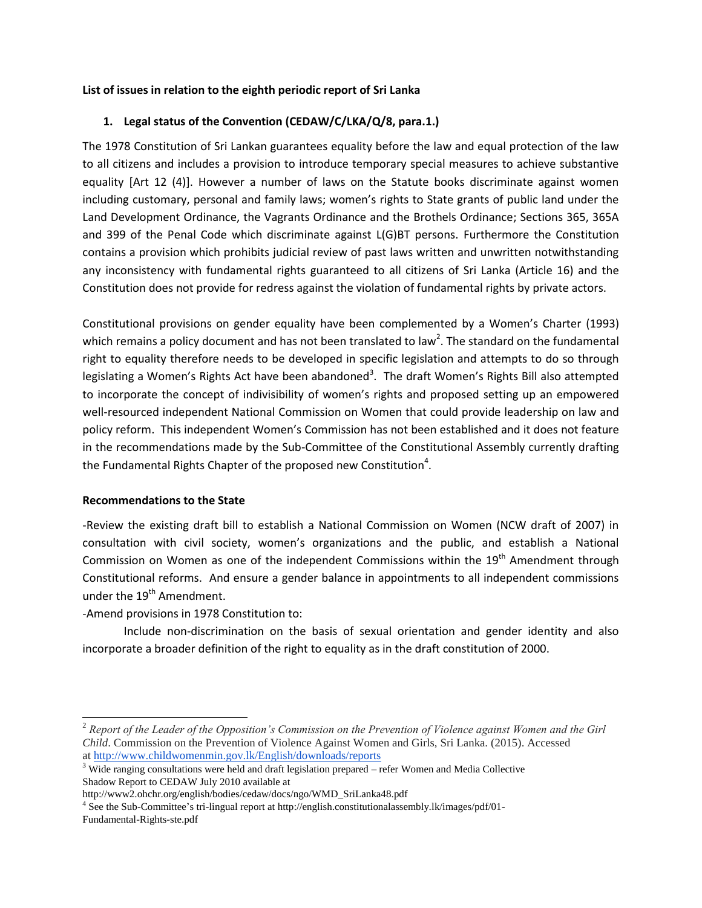**List of issues in relation to the eighth periodic report of Sri Lanka**

1. **Legal status of the Convention (CEDAW/C/LKA/Q/8, para.1.)**

The 1978 Constitution of Sri Lankan guarantees equality before the law and equal protection of the law to all citizens and includes a provision to introduce temporary special measures to achieve substantive equality [Art 12 (4)]. However a number of laws on the Statute books discriminate against women including customary, personal and family laws; women's rights to State grants of public land under the Land Development Ordinance, the Vagrants Ordinance and the Brothels Ordinance; Sections 365, 365A and 399 of the Penal Code which discriminate against L(G)BT persons. Furthermore the Constitution contains a provision which prohibits judicial review of past laws written and unwritten notwithstanding any inconsistency with fundamental rights guaranteed to all citizens of Sri Lanka (Article 16) and the Constitution does not provide for redress against the violation of fundamental rights by private actors.

Constitutional provisions on gender equality have been complemented by a Women's Charter (1993) which remains a policy document and has not been translated to law[2]. The standard on the fundamental right to equality therefore needs to be developed in specific legislation and attempts to do so through legislating a Women's Rights Act have been abandoned[3]. The draft Women's Rights Bill also attempted to incorporate the concept of indivisibility of women's rights and proposed setting up an empowered well-resourced independent National Commission on Women that could provide leadership on law and policy reform. This independent Women's Commission has not been established and it does not feature in the recommendations made by the Sub-Committee of the Constitutional Assembly currently drafting the Fundamental Rights Chapter of the proposed new Constitution[4].

**Recommendations to the State**

-Review the existing draft bill to establish a National Commission on Women (NCW draft of 2007) in consultation with civil society, women's organizations and the public, and establish a National Commission on Women as one of the independent Commissions within the 19th Amendment through Constitutional reforms. And ensure a gender balance in appointments to all independent commissions under the 19th Amendment.

-Amend provisions in 1978 Constitution to:

Include non-discrimination on the basis of sexual orientation and gender identity and also incorporate a broader definition of the right to equality as in the draft constitution of 2000.

---

[2] *Report of the Leader of the Opposition's Commission on the Prevention of Violence against Women and the Girl Child*. Commission on the Prevention of Violence Against Women and Girls, Sri Lanka. (2015). Accessed at http://www.childwomenmin.gov.lk/English/downloads/reports

[3] Wide ranging consultations were held and draft legislation prepared – refer Women and Media Collective Shadow Report to CEDAW July 2010 available at http://www2.ohchr.org/english/bodies/cedaw/docs/ngo/WMD_SriLanka48.pdf

[4] See the Sub-Committee's tri-lingual report at http://english.constitutionalassembly.lk/images/pdf/01-Fundamental-Rights-ste.pdf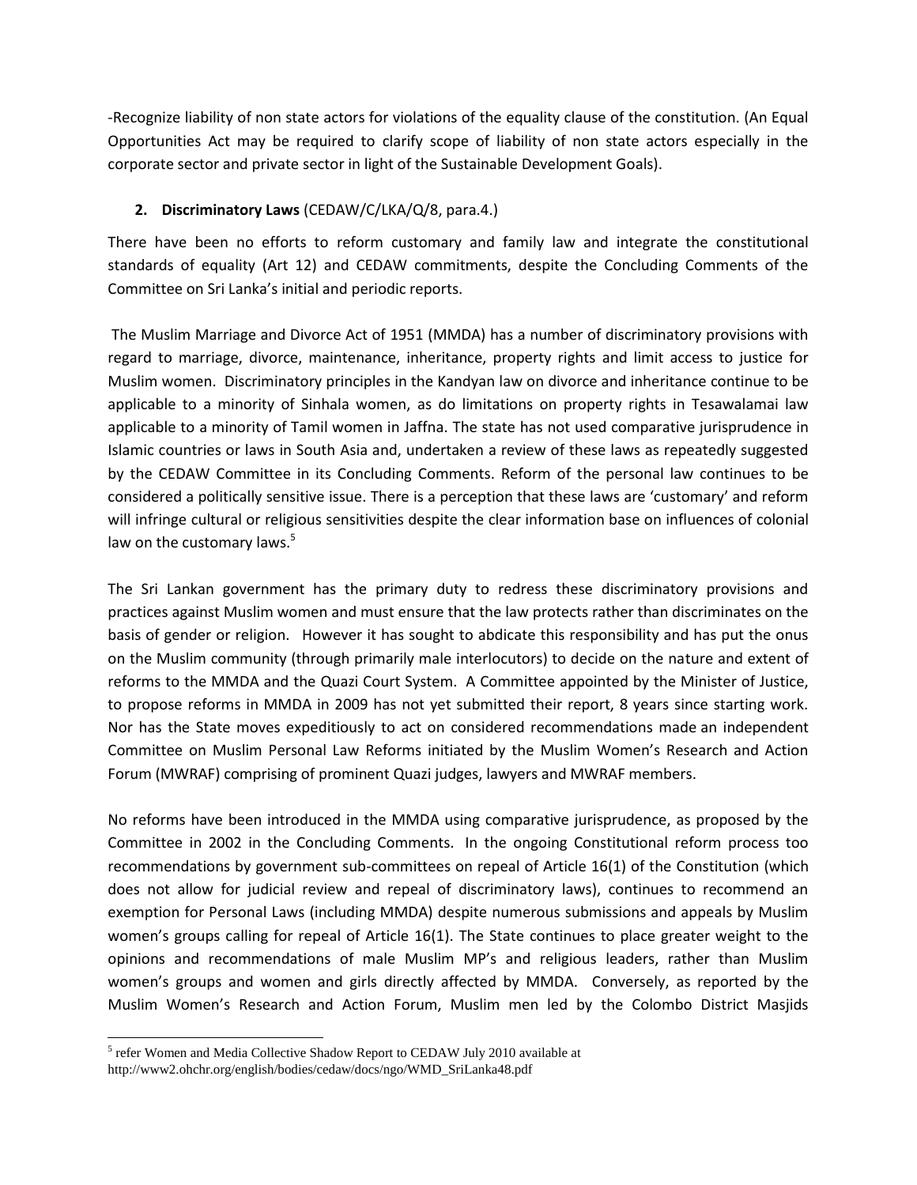-Recognize liability of non state actors for violations of the equality clause of the constitution. (An Equal Opportunities Act may be required to clarify scope of liability of non state actors especially in the corporate sector and private sector in light of the Sustainable Development Goals).

2. **Discriminatory Laws** (CEDAW/C/LKA/Q/8, para.4.)

There have been no efforts to reform customary and family law and integrate the constitutional standards of equality (Art 12) and CEDAW commitments, despite the Concluding Comments of the Committee on Sri Lanka's initial and periodic reports.

The Muslim Marriage and Divorce Act of 1951 (MMDA) has a number of discriminatory provisions with regard to marriage, divorce, maintenance, inheritance, property rights and limit access to justice for Muslim women. Discriminatory principles in the Kandyan law on divorce and inheritance continue to be applicable to a minority of Sinhala women, as do limitations on property rights in Tesawalamai law applicable to a minority of Tamil women in Jaffna. The state has not used comparative jurisprudence in Islamic countries or laws in South Asia and, undertaken a review of these laws as repeatedly suggested by the CEDAW Committee in its Concluding Comments. Reform of the personal law continues to be considered a politically sensitive issue. There is a perception that these laws are 'customary' and reform will infringe cultural or religious sensitivities despite the clear information base on influences of colonial law on the customary laws.[5]

The Sri Lankan government has the primary duty to redress these discriminatory provisions and practices against Muslim women and must ensure that the law protects rather than discriminates on the basis of gender or religion. However it has sought to abdicate this responsibility and has put the onus on the Muslim community (through primarily male interlocutors) to decide on the nature and extent of reforms to the MMDA and the Quazi Court System. A Committee appointed by the Minister of Justice, to propose reforms in MMDA in 2009 has not yet submitted their report, 8 years since starting work. Nor has the State moves expeditiously to act on considered recommendations made an independent Committee on Muslim Personal Law Reforms initiated by the Muslim Women's Research and Action Forum (MWRAF) comprising of prominent Quazi judges, lawyers and MWRAF members.

No reforms have been introduced in the MMDA using comparative jurisprudence, as proposed by the Committee in 2002 in the Concluding Comments. In the ongoing Constitutional reform process too recommendations by government sub-committees on repeal of Article 16(1) of the Constitution (which does not allow for judicial review and repeal of discriminatory laws), continues to recommend an exemption for Personal Laws (including MMDA) despite numerous submissions and appeals by Muslim women's groups calling for repeal of Article 16(1). The State continues to place greater weight to the opinions and recommendations of male Muslim MP's and religious leaders, rather than Muslim women's groups and women and girls directly affected by MMDA. Conversely, as reported by the Muslim Women's Research and Action Forum, Muslim men led by the Colombo District Masjids

[5] refer Women and Media Collective Shadow Report to CEDAW July 2010 available at http://www2.ohchr.org/english/bodies/cedaw/docs/ngo/WMD_SriLanka48.pdf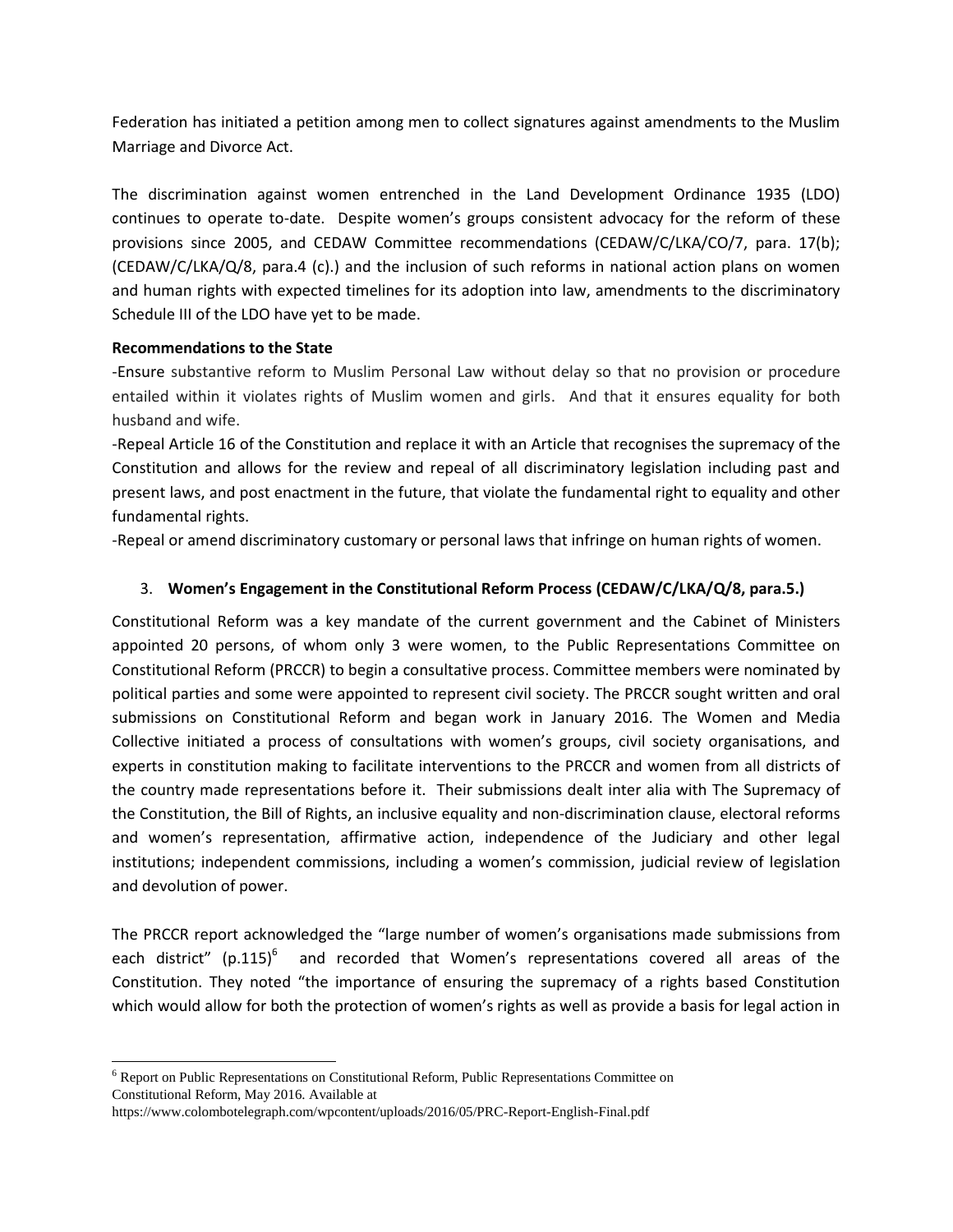Federation has initiated a petition among men to collect signatures against amendments to the Muslim Marriage and Divorce Act.

The discrimination against women entrenched in the Land Development Ordinance 1935 (LDO) continues to operate to-date. Despite women's groups consistent advocacy for the reform of these provisions since 2005, and CEDAW Committee recommendations (CEDAW/C/LKA/CO/7, para. 17(b); (CEDAW/C/LKA/Q/8, para.4 (c).) and the inclusion of such reforms in national action plans on women and human rights with expected timelines for its adoption into law, amendments to the discriminatory Schedule III of the LDO have yet to be made.

**Recommendations to the State**

-Ensure substantive reform to Muslim Personal Law without delay so that no provision or procedure entailed within it violates rights of Muslim women and girls. And that it ensures equality for both husband and wife.

-Repeal Article 16 of the Constitution and replace it with an Article that recognises the supremacy of the Constitution and allows for the review and repeal of all discriminatory legislation including past and present laws, and post enactment in the future, that violate the fundamental right to equality and other fundamental rights.

-Repeal or amend discriminatory customary or personal laws that infringe on human rights of women.

### 3. Women's Engagement in the Constitutional Reform Process (CEDAW/C/LKA/Q/8, para.5.)

Constitutional Reform was a key mandate of the current government and the Cabinet of Ministers appointed 20 persons, of whom only 3 were women, to the Public Representations Committee on Constitutional Reform (PRCCR) to begin a consultative process. Committee members were nominated by political parties and some were appointed to represent civil society. The PRCCR sought written and oral submissions on Constitutional Reform and began work in January 2016. The Women and Media Collective initiated a process of consultations with women's groups, civil society organisations, and experts in constitution making to facilitate interventions to the PRCCR and women from all districts of the country made representations before it. Their submissions dealt inter alia with The Supremacy of the Constitution, the Bill of Rights, an inclusive equality and non-discrimination clause, electoral reforms and women's representation, affirmative action, independence of the Judiciary and other legal institutions; independent commissions, including a women's commission, judicial review of legislation and devolution of power.

The PRCCR report acknowledged the "large number of women's organisations made submissions from each district" (p.115)[6] and recorded that Women's representations covered all areas of the Constitution. They noted "the importance of ensuring the supremacy of a rights based Constitution which would allow for both the protection of women's rights as well as provide a basis for legal action in

[6] Report on Public Representations on Constitutional Reform, Public Representations Committee on Constitutional Reform, May 2016. Available at https://www.colombotelegraph.com/wpcontent/uploads/2016/05/PRC-Report-English-Final.pdf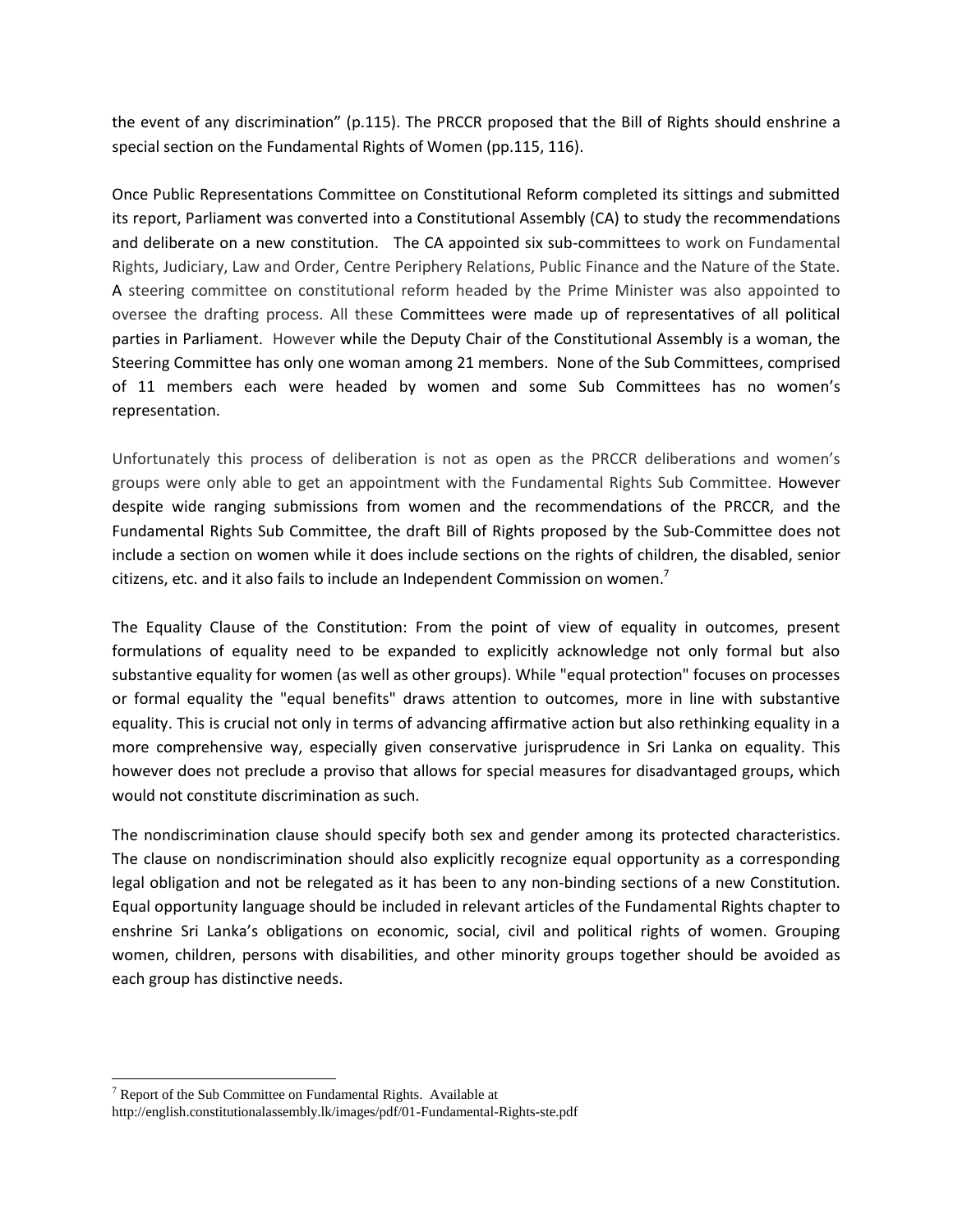the event of any discrimination" (p.115). The PRCCR proposed that the Bill of Rights should enshrine a special section on the Fundamental Rights of Women (pp.115, 116).

Once Public Representations Committee on Constitutional Reform completed its sittings and submitted its report, Parliament was converted into a Constitutional Assembly (CA) to study the recommendations and deliberate on a new constitution. The CA appointed six sub-committees to work on Fundamental Rights, Judiciary, Law and Order, Centre Periphery Relations, Public Finance and the Nature of the State. A steering committee on constitutional reform headed by the Prime Minister was also appointed to oversee the drafting process. All these Committees were made up of representatives of all political parties in Parliament. However while the Deputy Chair of the Constitutional Assembly is a woman, the Steering Committee has only one woman among 21 members. None of the Sub Committees, comprised of 11 members each were headed by women and some Sub Committees has no women's representation.

Unfortunately this process of deliberation is not as open as the PRCCR deliberations and women's groups were only able to get an appointment with the Fundamental Rights Sub Committee. However despite wide ranging submissions from women and the recommendations of the PRCCR, and the Fundamental Rights Sub Committee, the draft Bill of Rights proposed by the Sub-Committee does not include a section on women while it does include sections on the rights of children, the disabled, senior citizens, etc. and it also fails to include an Independent Commission on women.[7]

The Equality Clause of the Constitution: From the point of view of equality in outcomes, present formulations of equality need to be expanded to explicitly acknowledge not only formal but also substantive equality for women (as well as other groups). While "equal protection" focuses on processes or formal equality the "equal benefits" draws attention to outcomes, more in line with substantive equality. This is crucial not only in terms of advancing affirmative action but also rethinking equality in a more comprehensive way, especially given conservative jurisprudence in Sri Lanka on equality. This however does not preclude a proviso that allows for special measures for disadvantaged groups, which would not constitute discrimination as such.

The nondiscrimination clause should specify both sex and gender among its protected characteristics. The clause on nondiscrimination should also explicitly recognize equal opportunity as a corresponding legal obligation and not be relegated as it has been to any non-binding sections of a new Constitution. Equal opportunity language should be included in relevant articles of the Fundamental Rights chapter to enshrine Sri Lanka's obligations on economic, social, civil and political rights of women. Grouping women, children, persons with disabilities, and other minority groups together should be avoided as each group has distinctive needs.

[7] Report of the Sub Committee on Fundamental Rights. Available at http://english.constitutionalassembly.lk/images/pdf/01-Fundamental-Rights-ste.pdf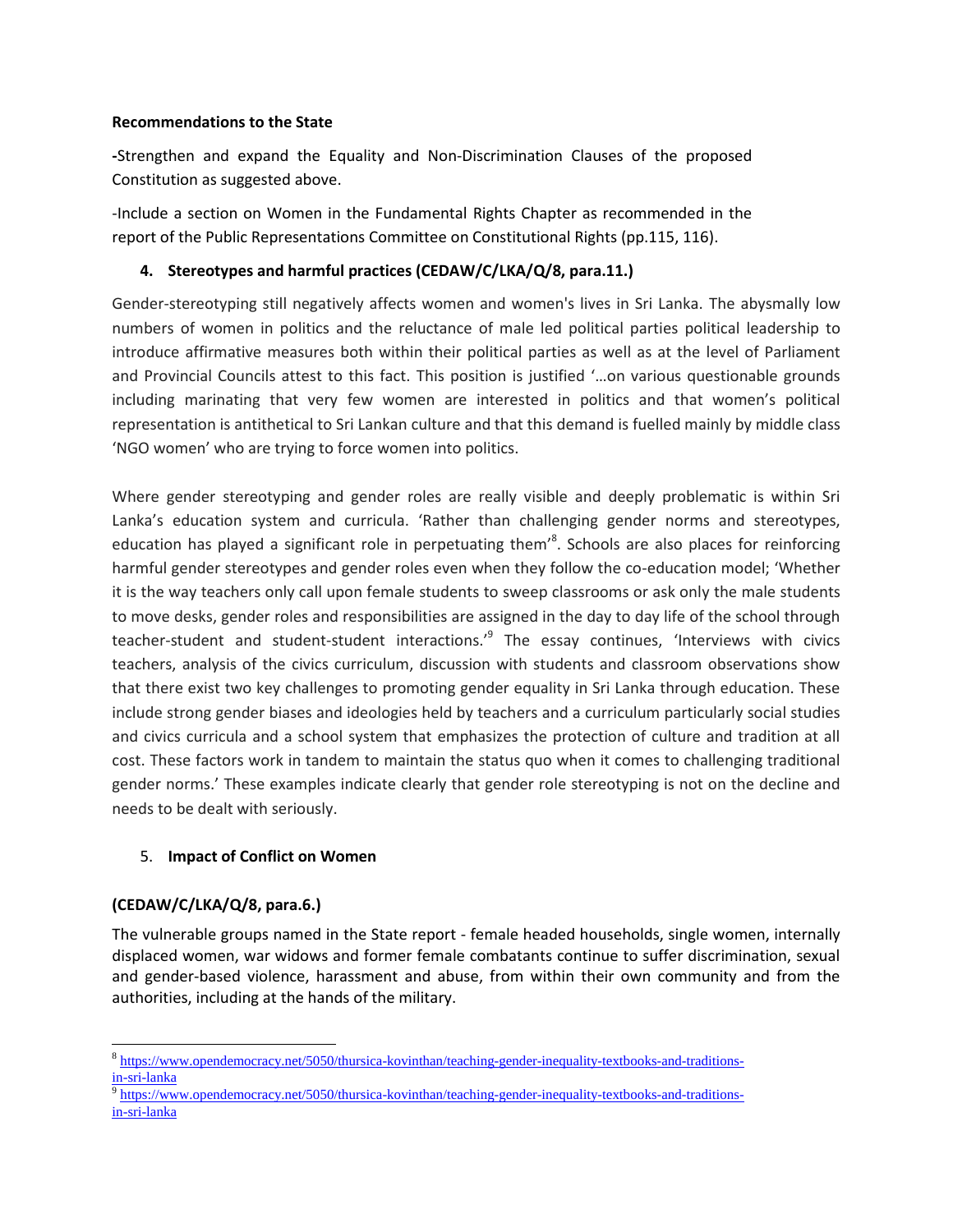**Recommendations to the State**

-Strengthen and expand the Equality and Non-Discrimination Clauses of the proposed Constitution as suggested above.

-Include a section on Women in the Fundamental Rights Chapter as recommended in the report of the Public Representations Committee on Constitutional Rights (pp.115, 116).

4. **Stereotypes and harmful practices (CEDAW/C/LKA/Q/8, para.11.)**

Gender-stereotyping still negatively affects women and women's lives in Sri Lanka. The abysmally low numbers of women in politics and the reluctance of male led political parties political leadership to introduce affirmative measures both within their political parties as well as at the level of Parliament and Provincial Councils attest to this fact. This position is justified '…on various questionable grounds including marinating that very few women are interested in politics and that women's political representation is antithetical to Sri Lankan culture and that this demand is fuelled mainly by middle class 'NGO women' who are trying to force women into politics.

Where gender stereotyping and gender roles are really visible and deeply problematic is within Sri Lanka's education system and curricula. 'Rather than challenging gender norms and stereotypes, education has played a significant role in perpetuating them'[8]. Schools are also places for reinforcing harmful gender stereotypes and gender roles even when they follow the co-education model; 'Whether it is the way teachers only call upon female students to sweep classrooms or ask only the male students to move desks, gender roles and responsibilities are assigned in the day to day life of the school through teacher-student and student-student interactions.'[9] The essay continues, 'Interviews with civics teachers, analysis of the civics curriculum, discussion with students and classroom observations show that there exist two key challenges to promoting gender equality in Sri Lanka through education. These include strong gender biases and ideologies held by teachers and a curriculum particularly social studies and civics curricula and a school system that emphasizes the protection of culture and tradition at all cost. These factors work in tandem to maintain the status quo when it comes to challenging traditional gender norms.' These examples indicate clearly that gender role stereotyping is not on the decline and needs to be dealt with seriously.

5. **Impact of Conflict on Women**

**(CEDAW/C/LKA/Q/8, para.6.)**

The vulnerable groups named in the State report - female headed households, single women, internally displaced women, war widows and former female combatants continue to suffer discrimination, sexual and gender-based violence, harassment and abuse, from within their own community and from the authorities, including at the hands of the military.

---

[8] https://www.opendemocracy.net/5050/thursica-kovinthan/teaching-gender-inequality-textbooks-and-traditions-in-sri-lanka

[9] https://www.opendemocracy.net/5050/thursica-kovinthan/teaching-gender-inequality-textbooks-and-traditions-in-sri-lanka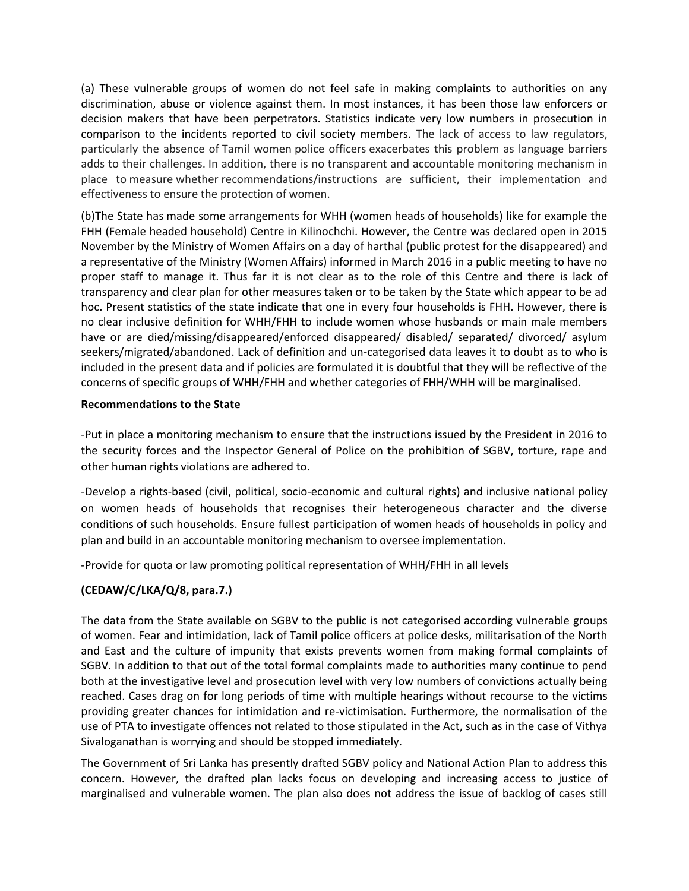(a) These vulnerable groups of women do not feel safe in making complaints to authorities on any discrimination, abuse or violence against them. In most instances, it has been those law enforcers or decision makers that have been perpetrators. Statistics indicate very low numbers in prosecution in comparison to the incidents reported to civil society members. The lack of access to law regulators, particularly the absence of Tamil women police officers exacerbates this problem as language barriers adds to their challenges. In addition, there is no transparent and accountable monitoring mechanism in place to measure whether recommendations/instructions are sufficient, their implementation and effectiveness to ensure the protection of women.

(b)The State has made some arrangements for WHH (women heads of households) like for example the FHH (Female headed household) Centre in Kilinochchi. However, the Centre was declared open in 2015 November by the Ministry of Women Affairs on a day of harthal (public protest for the disappeared) and a representative of the Ministry (Women Affairs) informed in March 2016 in a public meeting to have no proper staff to manage it. Thus far it is not clear as to the role of this Centre and there is lack of transparency and clear plan for other measures taken or to be taken by the State which appear to be ad hoc. Present statistics of the state indicate that one in every four households is FHH. However, there is no clear inclusive definition for WHH/FHH to include women whose husbands or main male members have or are died/missing/disappeared/enforced disappeared/ disabled/ separated/ divorced/ asylum seekers/migrated/abandoned. Lack of definition and un-categorised data leaves it to doubt as to who is included in the present data and if policies are formulated it is doubtful that they will be reflective of the concerns of specific groups of WHH/FHH and whether categories of FHH/WHH will be marginalised.

**Recommendations to the State**

-Put in place a monitoring mechanism to ensure that the instructions issued by the President in 2016 to the security forces and the Inspector General of Police on the prohibition of SGBV, torture, rape and other human rights violations are adhered to.

-Develop a rights-based (civil, political, socio-economic and cultural rights) and inclusive national policy on women heads of households that recognises their heterogeneous character and the diverse conditions of such households. Ensure fullest participation of women heads of households in policy and plan and build in an accountable monitoring mechanism to oversee implementation.

-Provide for quota or law promoting political representation of WHH/FHH in all levels

**(CEDAW/C/LKA/Q/8, para.7.)**

The data from the State available on SGBV to the public is not categorised according vulnerable groups of women. Fear and intimidation, lack of Tamil police officers at police desks, militarisation of the North and East and the culture of impunity that exists prevents women from making formal complaints of SGBV. In addition to that out of the total formal complaints made to authorities many continue to pend both at the investigative level and prosecution level with very low numbers of convictions actually being reached. Cases drag on for long periods of time with multiple hearings without recourse to the victims providing greater chances for intimidation and re-victimisation. Furthermore, the normalisation of the use of PTA to investigate offences not related to those stipulated in the Act, such as in the case of Vithya Sivaloganathan is worrying and should be stopped immediately.

The Government of Sri Lanka has presently drafted SGBV policy and National Action Plan to address this concern. However, the drafted plan lacks focus on developing and increasing access to justice of marginalised and vulnerable women. The plan also does not address the issue of backlog of cases still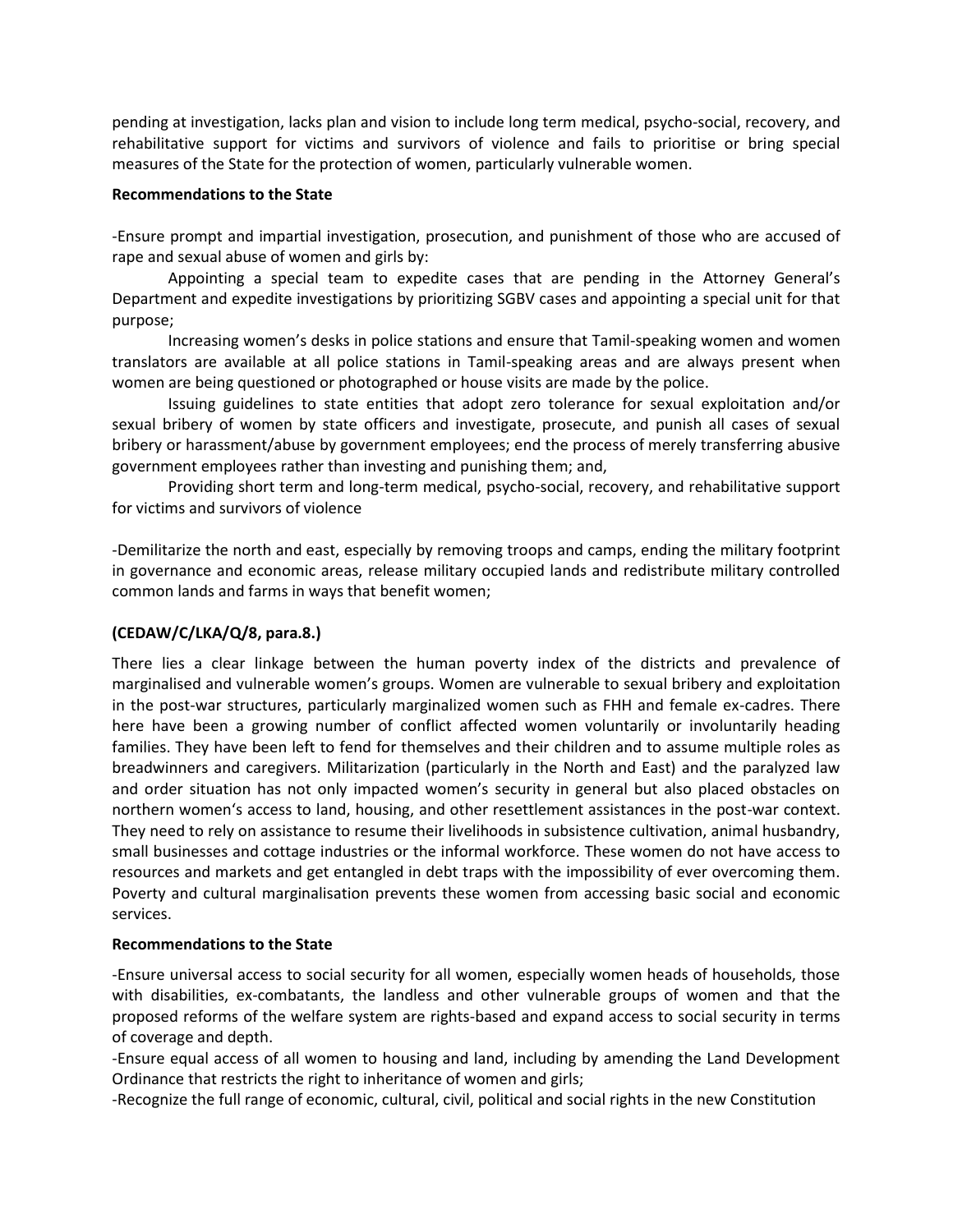pending at investigation, lacks plan and vision to include long term medical, psycho-social, recovery, and rehabilitative support for victims and survivors of violence and fails to prioritise or bring special measures of the State for the protection of women, particularly vulnerable women.

**Recommendations to the State**

-Ensure prompt and impartial investigation, prosecution, and punishment of those who are accused of rape and sexual abuse of women and girls by:

Appointing a special team to expedite cases that are pending in the Attorney General's Department and expedite investigations by prioritizing SGBV cases and appointing a special unit for that purpose;

Increasing women's desks in police stations and ensure that Tamil-speaking women and women translators are available at all police stations in Tamil-speaking areas and are always present when women are being questioned or photographed or house visits are made by the police.

Issuing guidelines to state entities that adopt zero tolerance for sexual exploitation and/or sexual bribery of women by state officers and investigate, prosecute, and punish all cases of sexual bribery or harassment/abuse by government employees; end the process of merely transferring abusive government employees rather than investing and punishing them; and,

Providing short term and long-term medical, psycho-social, recovery, and rehabilitative support for victims and survivors of violence

-Demilitarize the north and east, especially by removing troops and camps, ending the military footprint in governance and economic areas, release military occupied lands and redistribute military controlled common lands and farms in ways that benefit women;

**(CEDAW/C/LKA/Q/8, para.8.)**

There lies a clear linkage between the human poverty index of the districts and prevalence of marginalised and vulnerable women's groups. Women are vulnerable to sexual bribery and exploitation in the post-war structures, particularly marginalized women such as FHH and female ex-cadres. There here have been a growing number of conflict affected women voluntarily or involuntarily heading families. They have been left to fend for themselves and their children and to assume multiple roles as breadwinners and caregivers. Militarization (particularly in the North and East) and the paralyzed law and order situation has not only impacted women's security in general but also placed obstacles on northern women's access to land, housing, and other resettlement assistances in the post-war context. They need to rely on assistance to resume their livelihoods in subsistence cultivation, animal husbandry, small businesses and cottage industries or the informal workforce. These women do not have access to resources and markets and get entangled in debt traps with the impossibility of ever overcoming them. Poverty and cultural marginalisation prevents these women from accessing basic social and economic services.

**Recommendations to the State**

-Ensure universal access to social security for all women, especially women heads of households, those with disabilities, ex-combatants, the landless and other vulnerable groups of women and that the proposed reforms of the welfare system are rights-based and expand access to social security in terms of coverage and depth.

-Ensure equal access of all women to housing and land, including by amending the Land Development Ordinance that restricts the right to inheritance of women and girls;

-Recognize the full range of economic, cultural, civil, political and social rights in the new Constitution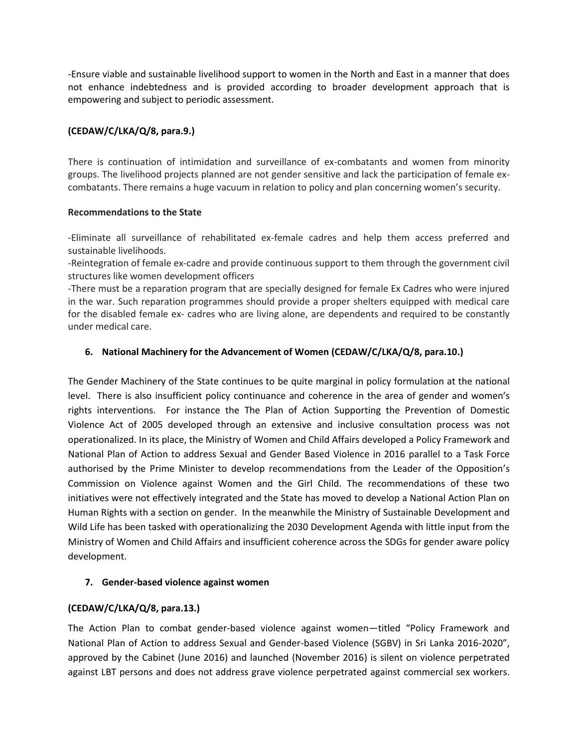-Ensure viable and sustainable livelihood support to women in the North and East in a manner that does not enhance indebtedness and is provided according to broader development approach that is empowering and subject to periodic assessment.

**(CEDAW/C/LKA/Q/8, para.9.)**

There is continuation of intimidation and surveillance of ex-combatants and women from minority groups. The livelihood projects planned are not gender sensitive and lack the participation of female ex-combatants. There remains a huge vacuum in relation to policy and plan concerning women's security.

**Recommendations to the State**

-Eliminate all surveillance of rehabilitated ex-female cadres and help them access preferred and sustainable livelihoods.
-Reintegration of female ex-cadre and provide continuous support to them through the government civil structures like women development officers
-There must be a reparation program that are specially designed for female Ex Cadres who were injured in the war. Such reparation programmes should provide a proper shelters equipped with medical care for the disabled female ex- cadres who are living alone, are dependents and required to be constantly under medical care.

## 6. National Machinery for the Advancement of Women (CEDAW/C/LKA/Q/8, para.10.)

The Gender Machinery of the State continues to be quite marginal in policy formulation at the national level. There is also insufficient policy continuance and coherence in the area of gender and women's rights interventions. For instance the The Plan of Action Supporting the Prevention of Domestic Violence Act of 2005 developed through an extensive and inclusive consultation process was not operationalized. In its place, the Ministry of Women and Child Affairs developed a Policy Framework and National Plan of Action to address Sexual and Gender Based Violence in 2016 parallel to a Task Force authorised by the Prime Minister to develop recommendations from the Leader of the Opposition's Commission on Violence against Women and the Girl Child. The recommendations of these two initiatives were not effectively integrated and the State has moved to develop a National Action Plan on Human Rights with a section on gender. In the meanwhile the Ministry of Sustainable Development and Wild Life has been tasked with operationalizing the 2030 Development Agenda with little input from the Ministry of Women and Child Affairs and insufficient coherence across the SDGs for gender aware policy development.

## 7. Gender-based violence against women

**(CEDAW/C/LKA/Q/8, para.13.)**

The Action Plan to combat gender-based violence against women—titled "Policy Framework and National Plan of Action to address Sexual and Gender-based Violence (SGBV) in Sri Lanka 2016-2020", approved by the Cabinet (June 2016) and launched (November 2016) is silent on violence perpetrated against LBT persons and does not address grave violence perpetrated against commercial sex workers.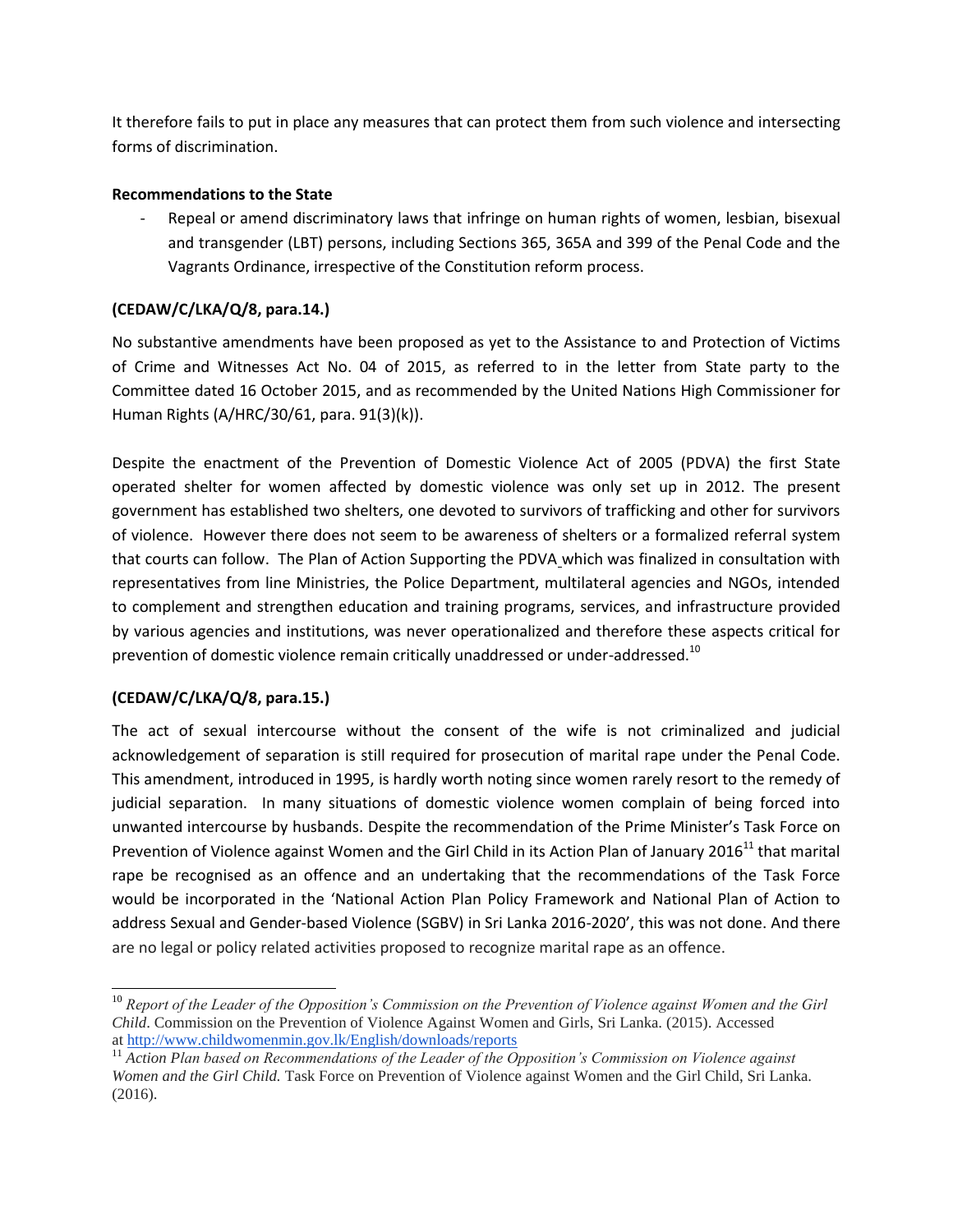It therefore fails to put in place any measures that can protect them from such violence and intersecting forms of discrimination.

**Recommendations to the State**

- Repeal or amend discriminatory laws that infringe on human rights of women, lesbian, bisexual and transgender (LBT) persons, including Sections 365, 365A and 399 of the Penal Code and the Vagrants Ordinance, irrespective of the Constitution reform process.

### (CEDAW/C/LKA/Q/8, para.14.)

No substantive amendments have been proposed as yet to the Assistance to and Protection of Victims of Crime and Witnesses Act No. 04 of 2015, as referred to in the letter from State party to the Committee dated 16 October 2015, and as recommended by the United Nations High Commissioner for Human Rights (A/HRC/30/61, para. 91(3)(k)).

Despite the enactment of the Prevention of Domestic Violence Act of 2005 (PDVA) the first State operated shelter for women affected by domestic violence was only set up in 2012. The present government has established two shelters, one devoted to survivors of trafficking and other for survivors of violence. However there does not seem to be awareness of shelters or a formalized referral system that courts can follow. The Plan of Action Supporting the PDVA which was finalized in consultation with representatives from line Ministries, the Police Department, multilateral agencies and NGOs, intended to complement and strengthen education and training programs, services, and infrastructure provided by various agencies and institutions, was never operationalized and therefore these aspects critical for prevention of domestic violence remain critically unaddressed or under-addressed.[10]

### (CEDAW/C/LKA/Q/8, para.15.)

The act of sexual intercourse without the consent of the wife is not criminalized and judicial acknowledgement of separation is still required for prosecution of marital rape under the Penal Code. This amendment, introduced in 1995, is hardly worth noting since women rarely resort to the remedy of judicial separation. In many situations of domestic violence women complain of being forced into unwanted intercourse by husbands. Despite the recommendation of the Prime Minister's Task Force on Prevention of Violence against Women and the Girl Child in its Action Plan of January 2016[11] that marital rape be recognised as an offence and an undertaking that the recommendations of the Task Force would be incorporated in the 'National Action Plan Policy Framework and National Plan of Action to address Sexual and Gender-based Violence (SGBV) in Sri Lanka 2016-2020', this was not done. And there are no legal or policy related activities proposed to recognize marital rape as an offence.

---

[10] *Report of the Leader of the Opposition's Commission on the Prevention of Violence against Women and the Girl Child*. Commission on the Prevention of Violence Against Women and Girls, Sri Lanka. (2015). Accessed at http://www.childwomenmin.gov.lk/English/downloads/reports

[11] *Action Plan based on Recommendations of the Leader of the Opposition's Commission on Violence against Women and the Girl Child.* Task Force on Prevention of Violence against Women and the Girl Child, Sri Lanka. (2016).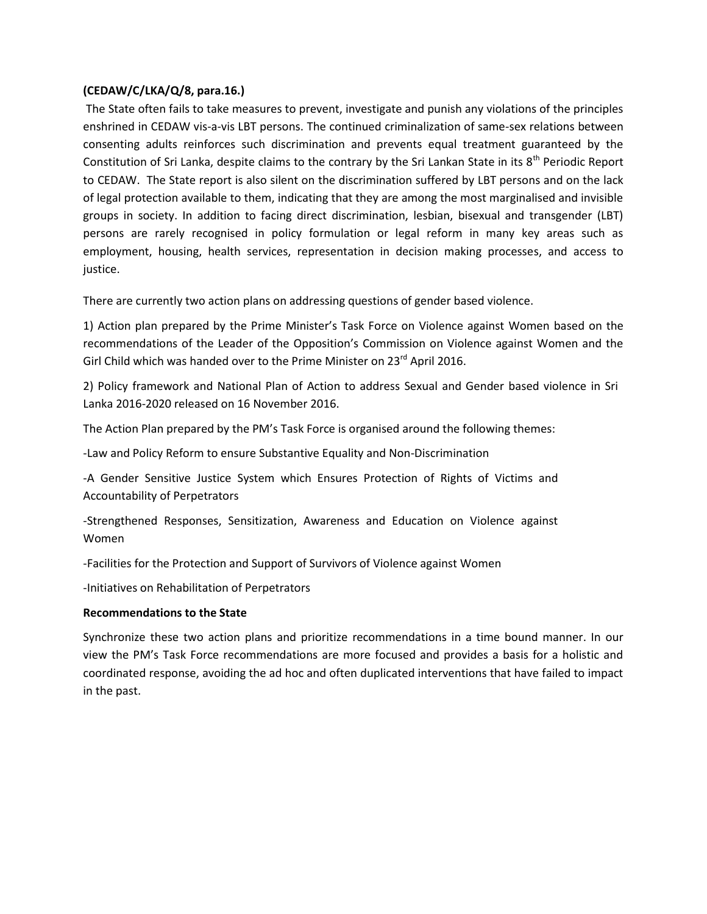**(CEDAW/C/LKA/Q/8, para.16.)**

The State often fails to take measures to prevent, investigate and punish any violations of the principles enshrined in CEDAW vis-a-vis LBT persons. The continued criminalization of same-sex relations between consenting adults reinforces such discrimination and prevents equal treatment guaranteed by the Constitution of Sri Lanka, despite claims to the contrary by the Sri Lankan State in its 8th Periodic Report to CEDAW. The State report is also silent on the discrimination suffered by LBT persons and on the lack of legal protection available to them, indicating that they are among the most marginalised and invisible groups in society. In addition to facing direct discrimination, lesbian, bisexual and transgender (LBT) persons are rarely recognised in policy formulation or legal reform in many key areas such as employment, housing, health services, representation in decision making processes, and access to justice.

There are currently two action plans on addressing questions of gender based violence.

1) Action plan prepared by the Prime Minister's Task Force on Violence against Women based on the recommendations of the Leader of the Opposition's Commission on Violence against Women and the Girl Child which was handed over to the Prime Minister on 23rd April 2016.

2) Policy framework and National Plan of Action to address Sexual and Gender based violence in Sri Lanka 2016-2020 released on 16 November 2016.

The Action Plan prepared by the PM's Task Force is organised around the following themes:

-Law and Policy Reform to ensure Substantive Equality and Non-Discrimination

-A Gender Sensitive Justice System which Ensures Protection of Rights of Victims and Accountability of Perpetrators

-Strengthened Responses, Sensitization, Awareness and Education on Violence against Women

-Facilities for the Protection and Support of Survivors of Violence against Women

-Initiatives on Rehabilitation of Perpetrators

**Recommendations to the State**

Synchronize these two action plans and prioritize recommendations in a time bound manner. In our view the PM's Task Force recommendations are more focused and provides a basis for a holistic and coordinated response, avoiding the ad hoc and often duplicated interventions that have failed to impact in the past.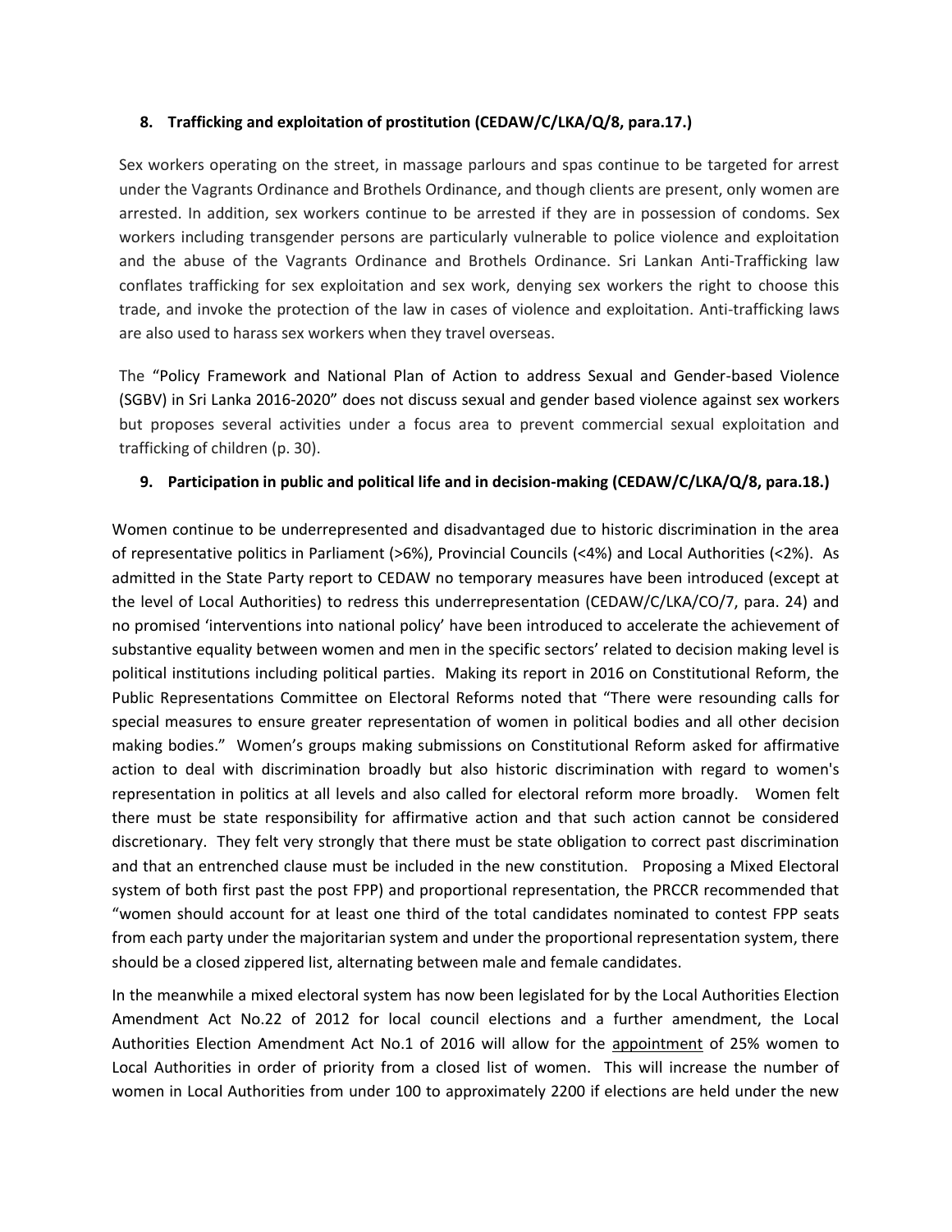## 8. Trafficking and exploitation of prostitution (CEDAW/C/LKA/Q/8, para.17.)

Sex workers operating on the street, in massage parlours and spas continue to be targeted for arrest under the Vagrants Ordinance and Brothels Ordinance, and though clients are present, only women are arrested. In addition, sex workers continue to be arrested if they are in possession of condoms. Sex workers including transgender persons are particularly vulnerable to police violence and exploitation and the abuse of the Vagrants Ordinance and Brothels Ordinance. Sri Lankan Anti-Trafficking law conflates trafficking for sex exploitation and sex work, denying sex workers the right to choose this trade, and invoke the protection of the law in cases of violence and exploitation. Anti-trafficking laws are also used to harass sex workers when they travel overseas.

The "Policy Framework and National Plan of Action to address Sexual and Gender-based Violence (SGBV) in Sri Lanka 2016-2020" does not discuss sexual and gender based violence against sex workers but proposes several activities under a focus area to prevent commercial sexual exploitation and trafficking of children (p. 30).

## 9. Participation in public and political life and in decision-making (CEDAW/C/LKA/Q/8, para.18.)

Women continue to be underrepresented and disadvantaged due to historic discrimination in the area of representative politics in Parliament (>6%), Provincial Councils (<4%) and Local Authorities (<2%). As admitted in the State Party report to CEDAW no temporary measures have been introduced (except at the level of Local Authorities) to redress this underrepresentation (CEDAW/C/LKA/CO/7, para. 24) and no promised 'interventions into national policy' have been introduced to accelerate the achievement of substantive equality between women and men in the specific sectors' related to decision making level is political institutions including political parties. Making its report in 2016 on Constitutional Reform, the Public Representations Committee on Electoral Reforms noted that "There were resounding calls for special measures to ensure greater representation of women in political bodies and all other decision making bodies." Women's groups making submissions on Constitutional Reform asked for affirmative action to deal with discrimination broadly but also historic discrimination with regard to women's representation in politics at all levels and also called for electoral reform more broadly. Women felt there must be state responsibility for affirmative action and that such action cannot be considered discretionary. They felt very strongly that there must be state obligation to correct past discrimination and that an entrenched clause must be included in the new constitution. Proposing a Mixed Electoral system of both first past the post FPP) and proportional representation, the PRCCR recommended that "women should account for at least one third of the total candidates nominated to contest FPP seats from each party under the majoritarian system and under the proportional representation system, there should be a closed zippered list, alternating between male and female candidates.

In the meanwhile a mixed electoral system has now been legislated for by the Local Authorities Election Amendment Act No.22 of 2012 for local council elections and a further amendment, the Local Authorities Election Amendment Act No.1 of 2016 will allow for the <u>appointment</u> of 25% women to Local Authorities in order of priority from a closed list of women. This will increase the number of women in Local Authorities from under 100 to approximately 2200 if elections are held under the new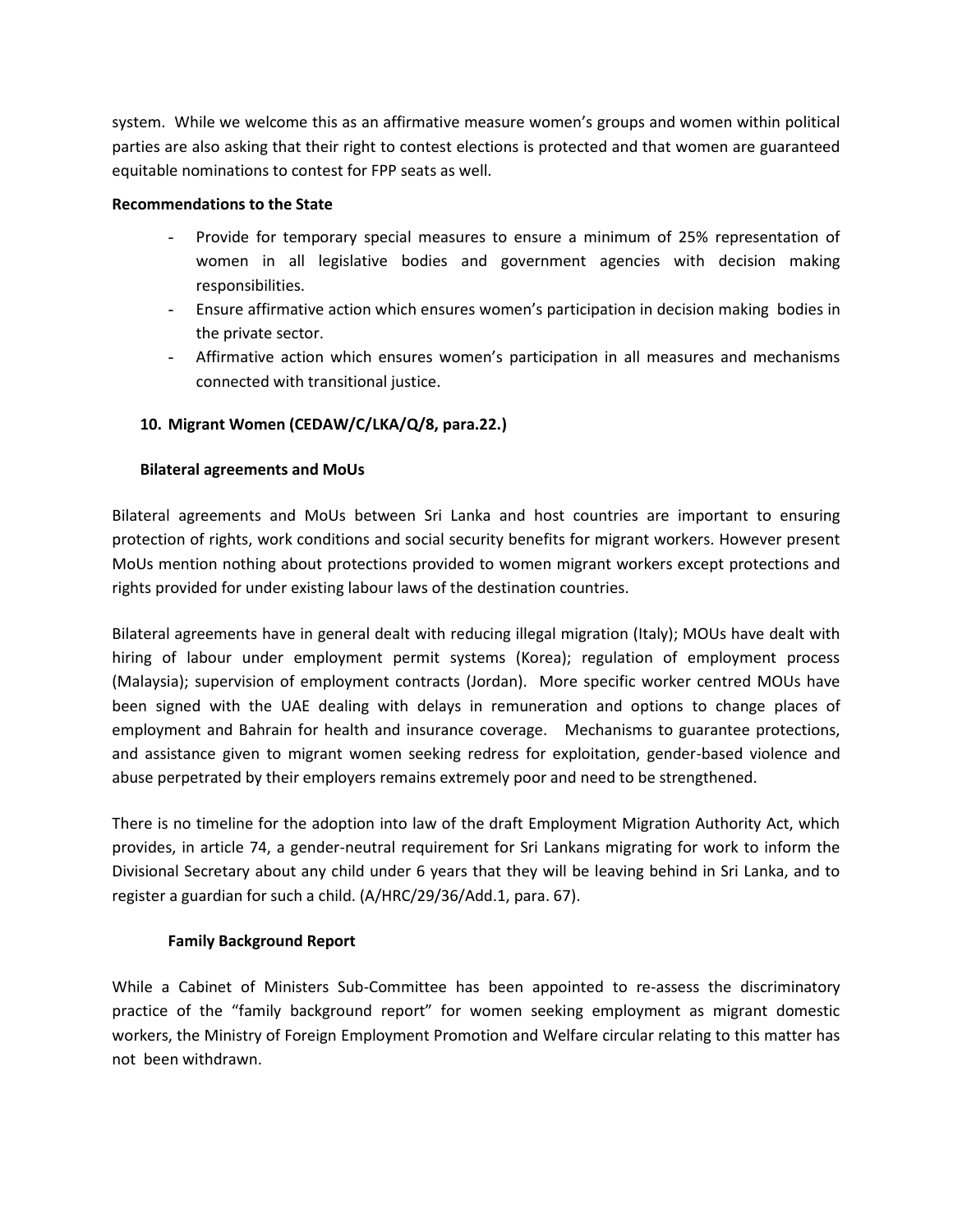system. While we welcome this as an affirmative measure women's groups and women within political parties are also asking that their right to contest elections is protected and that women are guaranteed equitable nominations to contest for FPP seats as well.

**Recommendations to the State**

- Provide for temporary special measures to ensure a minimum of 25% representation of women in all legislative bodies and government agencies with decision making responsibilities.
- Ensure affirmative action which ensures women's participation in decision making bodies in the private sector.
- Affirmative action which ensures women's participation in all measures and mechanisms connected with transitional justice.

## 10. Migrant Women (CEDAW/C/LKA/Q/8, para.22.)

### Bilateral agreements and MoUs

Bilateral agreements and MoUs between Sri Lanka and host countries are important to ensuring protection of rights, work conditions and social security benefits for migrant workers. However present MoUs mention nothing about protections provided to women migrant workers except protections and rights provided for under existing labour laws of the destination countries.

Bilateral agreements have in general dealt with reducing illegal migration (Italy); MOUs have dealt with hiring of labour under employment permit systems (Korea); regulation of employment process (Malaysia); supervision of employment contracts (Jordan). More specific worker centred MOUs have been signed with the UAE dealing with delays in remuneration and options to change places of employment and Bahrain for health and insurance coverage. Mechanisms to guarantee protections, and assistance given to migrant women seeking redress for exploitation, gender-based violence and abuse perpetrated by their employers remains extremely poor and need to be strengthened.

There is no timeline for the adoption into law of the draft Employment Migration Authority Act, which provides, in article 74, a gender-neutral requirement for Sri Lankans migrating for work to inform the Divisional Secretary about any child under 6 years that they will be leaving behind in Sri Lanka, and to register a guardian for such a child. (A/HRC/29/36/Add.1, para. 67).

### Family Background Report

While a Cabinet of Ministers Sub-Committee has been appointed to re-assess the discriminatory practice of the "family background report" for women seeking employment as migrant domestic workers, the Ministry of Foreign Employment Promotion and Welfare circular relating to this matter has not been withdrawn.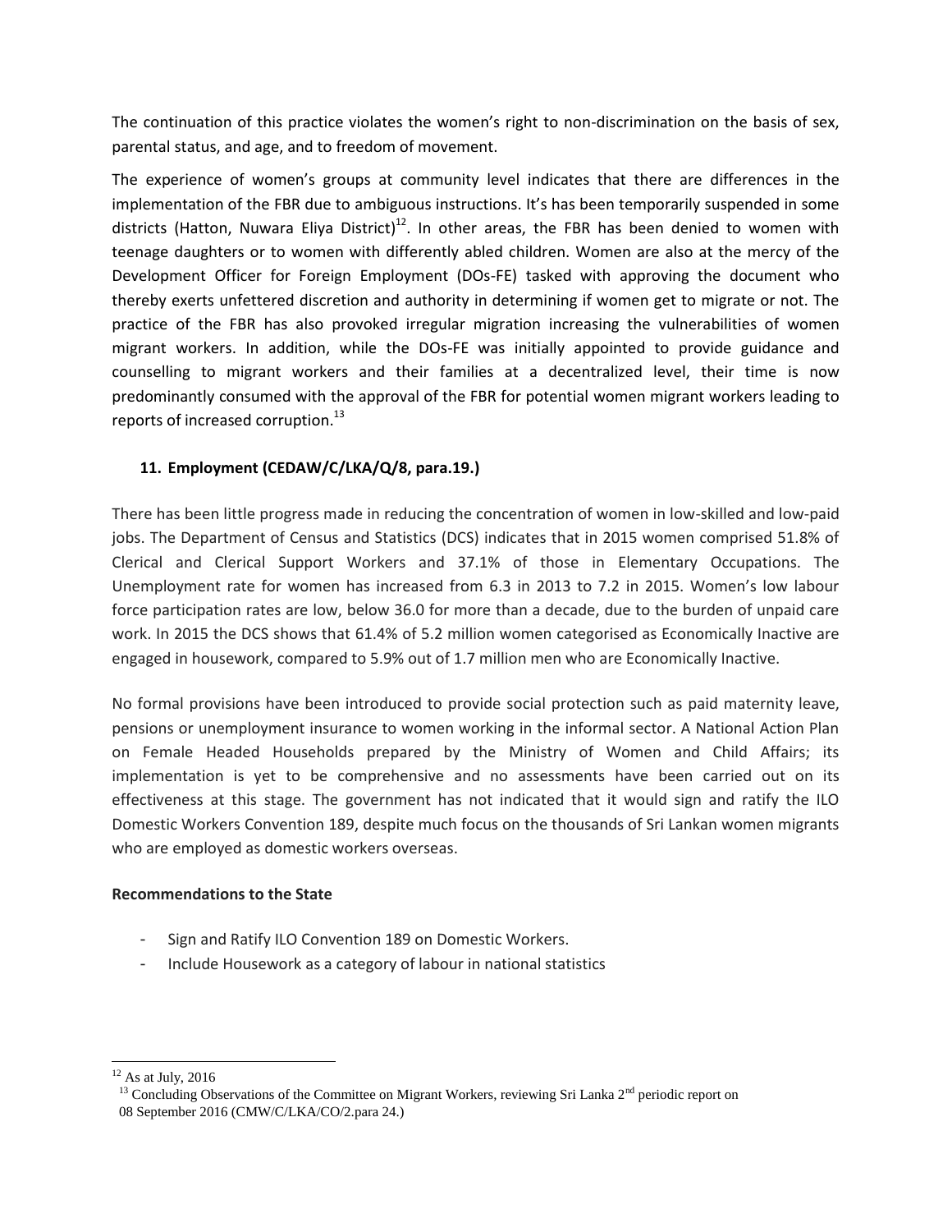The continuation of this practice violates the women's right to non-discrimination on the basis of sex, parental status, and age, and to freedom of movement.

The experience of women's groups at community level indicates that there are differences in the implementation of the FBR due to ambiguous instructions. It's has been temporarily suspended in some districts (Hatton, Nuwara Eliya District)[12]. In other areas, the FBR has been denied to women with teenage daughters or to women with differently abled children. Women are also at the mercy of the Development Officer for Foreign Employment (DOs-FE) tasked with approving the document who thereby exerts unfettered discretion and authority in determining if women get to migrate or not. The practice of the FBR has also provoked irregular migration increasing the vulnerabilities of women migrant workers. In addition, while the DOs-FE was initially appointed to provide guidance and counselling to migrant workers and their families at a decentralized level, their time is now predominantly consumed with the approval of the FBR for potential women migrant workers leading to reports of increased corruption.[13]

## 11. Employment (CEDAW/C/LKA/Q/8, para.19.)

There has been little progress made in reducing the concentration of women in low-skilled and low-paid jobs. The Department of Census and Statistics (DCS) indicates that in 2015 women comprised 51.8% of Clerical and Clerical Support Workers and 37.1% of those in Elementary Occupations. The Unemployment rate for women has increased from 6.3 in 2013 to 7.2 in 2015. Women's low labour force participation rates are low, below 36.0 for more than a decade, due to the burden of unpaid care work. In 2015 the DCS shows that 61.4% of 5.2 million women categorised as Economically Inactive are engaged in housework, compared to 5.9% out of 1.7 million men who are Economically Inactive.

No formal provisions have been introduced to provide social protection such as paid maternity leave, pensions or unemployment insurance to women working in the informal sector. A National Action Plan on Female Headed Households prepared by the Ministry of Women and Child Affairs; its implementation is yet to be comprehensive and no assessments have been carried out on its effectiveness at this stage. The government has not indicated that it would sign and ratify the ILO Domestic Workers Convention 189, despite much focus on the thousands of Sri Lankan women migrants who are employed as domestic workers overseas.

**Recommendations to the State**

- Sign and Ratify ILO Convention 189 on Domestic Workers.
- Include Housework as a category of labour in national statistics

---

[12] As at July, 2016

[13] Concluding Observations of the Committee on Migrant Workers, reviewing Sri Lanka 2nd periodic report on 08 September 2016 (CMW/C/LKA/CO/2.para 24.)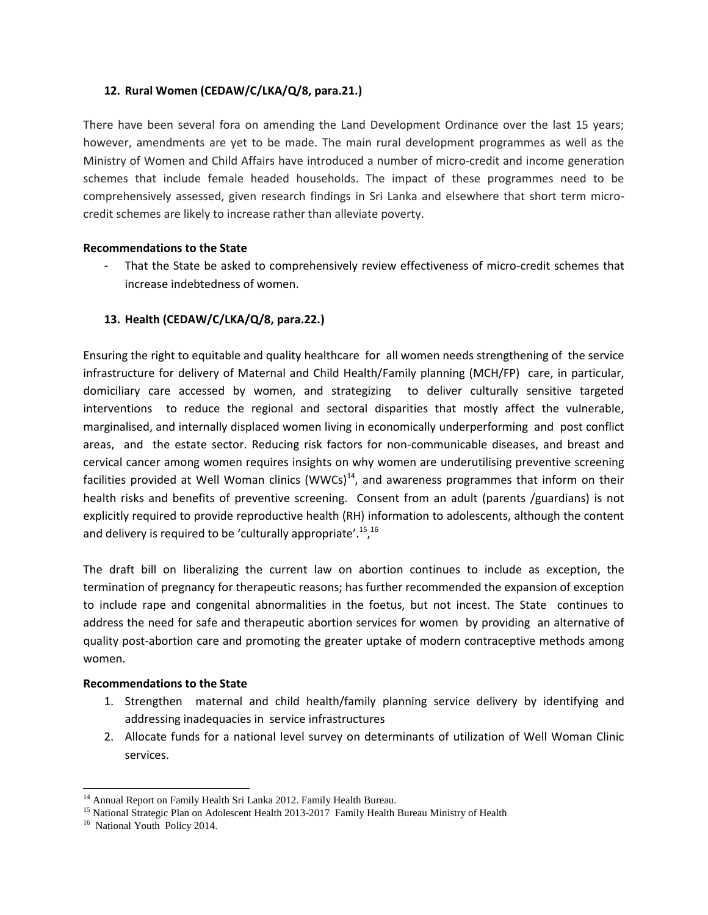## 12. Rural Women (CEDAW/C/LKA/Q/8, para.21.)

There have been several fora on amending the Land Development Ordinance over the last 15 years; however, amendments are yet to be made. The main rural development programmes as well as the Ministry of Women and Child Affairs have introduced a number of micro-credit and income generation schemes that include female headed households. The impact of these programmes need to be comprehensively assessed, given research findings in Sri Lanka and elsewhere that short term micro-credit schemes are likely to increase rather than alleviate poverty.

**Recommendations to the State**

- That the State be asked to comprehensively review effectiveness of micro-credit schemes that increase indebtedness of women.

## 13. Health (CEDAW/C/LKA/Q/8, para.22.)

Ensuring the right to equitable and quality healthcare for all women needs strengthening of the service infrastructure for delivery of Maternal and Child Health/Family planning (MCH/FP) care, in particular, domiciliary care accessed by women, and strategizing to deliver culturally sensitive targeted interventions to reduce the regional and sectoral disparities that mostly affect the vulnerable, marginalised, and internally displaced women living in economically underperforming and post conflict areas, and the estate sector. Reducing risk factors for non-communicable diseases, and breast and cervical cancer among women requires insights on why women are underutilising preventive screening facilities provided at Well Woman clinics (WWCs)[14], and awareness programmes that inform on their health risks and benefits of preventive screening. Consent from an adult (parents /guardians) is not explicitly required to provide reproductive health (RH) information to adolescents, although the content and delivery is required to be 'culturally appropriate'.[15],[16]

The draft bill on liberalizing the current law on abortion continues to include as exception, the termination of pregnancy for therapeutic reasons; has further recommended the expansion of exception to include rape and congenital abnormalities in the foetus, but not incest. The State continues to address the need for safe and therapeutic abortion services for women by providing an alternative of quality post-abortion care and promoting the greater uptake of modern contraceptive methods among women.

**Recommendations to the State**

1. Strengthen maternal and child health/family planning service delivery by identifying and addressing inadequacies in service infrastructures
2. Allocate funds for a national level survey on determinants of utilization of Well Woman Clinic services.

---

[14] Annual Report on Family Health Sri Lanka 2012. Family Health Bureau.

[15] National Strategic Plan on Adolescent Health 2013-2017 Family Health Bureau Ministry of Health

[16] National Youth Policy 2014.